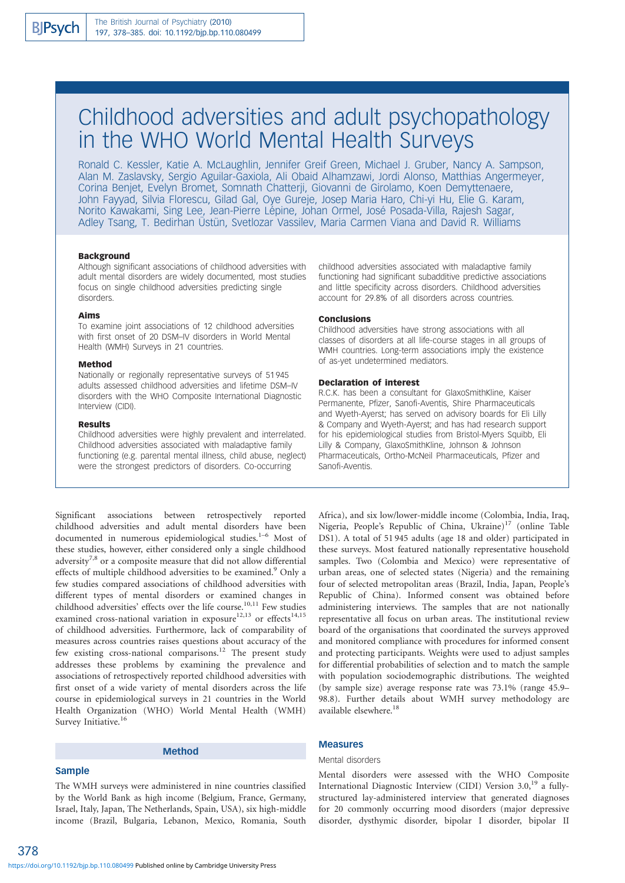# Childhood adversities and adult psychopathology in the WHO World Mental Health Surveys

Ronald C. Kessler, Katie A. McLaughlin, Jennifer Greif Green, Michael J. Gruber, Nancy A. Sampson, Alan M. Zaslavsky, Sergio Aguilar-Gaxiola, Ali Obaid Alhamzawi, Jordi Alonso, Matthias Angermeyer, Corina Benjet, Evelyn Bromet, Somnath Chatterji, Giovanni de Girolamo, Koen Demyttenaere, John Fayyad, Silvia Florescu, Gilad Gal, Oye Gureje, Josep Maria Haro, Chi-yi Hu, Elie G. Karam, Norito Kawakami, Sing Lee, Jean-Pierre Lépine, Johan Ormel, José Posada-Villa, Rajesh Sagar, Adley Tsang, T. Bedirhan Üstün, Svetlozar Vassilev, Maria Carmen Viana and David R. Williams

### Background

Although significant associations of childhood adversities with adult mental disorders are widely documented, most studies focus on single childhood adversities predicting single disorders.

### Aims

To examine joint associations of 12 childhood adversities with first onset of 20 DSM–IV disorders in World Mental Health (WMH) Surveys in 21 countries.

### Method

Nationally or regionally representative surveys of 51 945 adults assessed childhood adversities and lifetime DSM–IV disorders with the WHO Composite International Diagnostic Interview (CIDI).

### Results

Childhood adversities were highly prevalent and interrelated. Childhood adversities associated with maladaptive family functioning (e.g. parental mental illness, child abuse, neglect) were the strongest predictors of disorders. Co-occurring childhood adversities associated with maladaptive family functioning had significant subadditive predictive associations and little specificity across disorders. Childhood adversities account for 29.8% of all disorders across countries.

### Conclusions

Childhood adversities have strong associations with all classes of disorders at all life-course stages in all groups of WMH countries. Long-term associations imply the existence of as-yet undetermined mediators.

### Declaration of interest

R.C.K. has been a consultant for GlaxoSmithKline, Kaiser Permanente, Pfizer, Sanofi-Aventis, Shire Pharmaceuticals and Wyeth-Ayerst; has served on advisory boards for Eli Lilly & Company and Wyeth-Ayerst; and has had research support for his epidemiological studies from Bristol-Myers Squibb, Eli Lilly & Company, GlaxoSmithKline, Johnson & Johnson Pharmaceuticals, Ortho-McNeil Pharmaceuticals, Pfizer and Sanofi-Aventis.

Significant associations between retrospectively reported childhood adversities and adult mental disorders have been documented in numerous epidemiological studies.[1–6] Most of these studies, however, either considered only a single childhood adversity[7,8] or a composite measure that did not allow differential effects of multiple childhood adversities to be examined.[9] Only a few studies compared associations of childhood adversities with different types of mental disorders or examined changes in childhood adversities' effects over the life course.[10,11] Few studies examined cross-national variation in exposure[12,13] or effects[14,15] of childhood adversities. Furthermore, lack of comparability of measures across countries raises questions about accuracy of the few existing cross-national comparisons.[12] The present study addresses these problems by examining the prevalence and associations of retrospectively reported childhood adversities with first onset of a wide variety of mental disorders across the life course in epidemiological surveys in 21 countries in the World Health Organization (WHO) World Mental Health (WMH) Survey Initiative.[16]

## Method

### Sample

The WMH surveys were administered in nine countries classified by the World Bank as high income (Belgium, France, Germany, Israel, Italy, Japan, The Netherlands, Spain, USA), six high-middle income (Brazil, Bulgaria, Lebanon, Mexico, Romania, South Africa), and six low/lower-middle income (Colombia, India, Iraq, Nigeria, People's Republic of China, Ukraine)[17] (online Table DS1). A total of 51 945 adults (age 18 and older) participated in these surveys. Most featured nationally representative household samples. Two (Colombia and Mexico) were representative of urban areas, one of selected states (Nigeria) and the remaining four of selected metropolitan areas (Brazil, India, Japan, People's Republic of China). Informed consent was obtained before administering interviews. The samples that are not nationally representative all focus on urban areas. The institutional review board of the organisations that coordinated the surveys approved and monitored compliance with procedures for informed consent and protecting participants. Weights were used to adjust samples for differential probabilities of selection and to match the sample with population sociodemographic distributions. The weighted (by sample size) average response rate was 73.1% (range 45.9–98.8). Further details about WMH survey methodology are available elsewhere.[18]

### Measures

#### Mental disorders

Mental disorders were assessed with the WHO Composite International Diagnostic Interview (CIDI) Version 3.0,[19] a fully-structured lay-administered interview that generated diagnoses for 20 commonly occurring mood disorders (major depressive disorder, dysthymic disorder, bipolar I disorder, bipolar II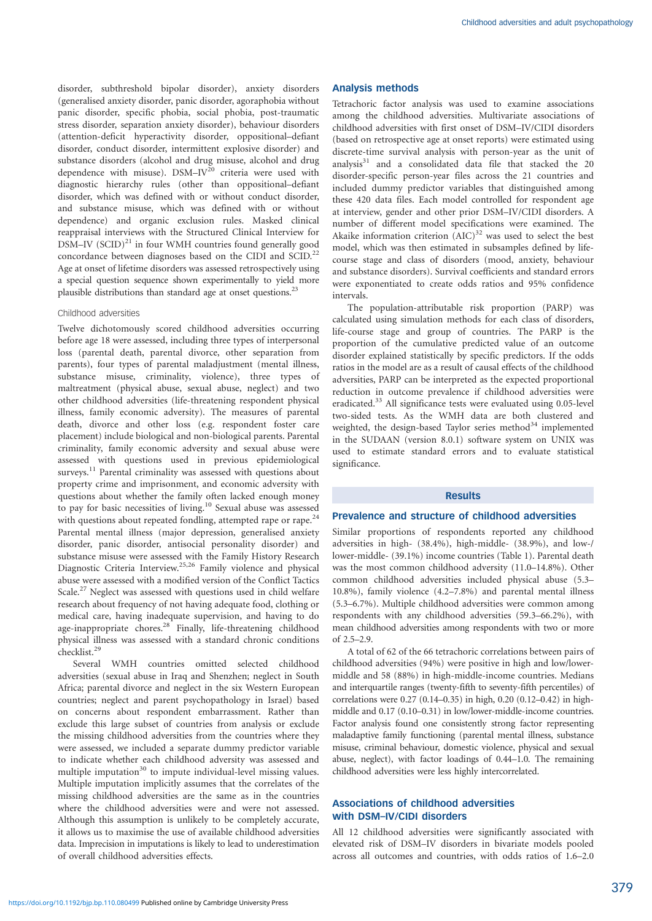disorder, subthreshold bipolar disorder), anxiety disorders (generalised anxiety disorder, panic disorder, agoraphobia without panic disorder, specific phobia, social phobia, post-traumatic stress disorder, separation anxiety disorder), behaviour disorders (attention-deficit hyperactivity disorder, oppositional–defiant disorder, conduct disorder, intermittent explosive disorder) and substance disorders (alcohol and drug misuse, alcohol and drug dependence with misuse). DSM–IV[20] criteria were used with diagnostic hierarchy rules (other than oppositional–defiant disorder, which was defined with or without conduct disorder, and substance misuse, which was defined with or without dependence) and organic exclusion rules. Masked clinical reappraisal interviews with the Structured Clinical Interview for DSM–IV (SCID)[21] in four WMH countries found generally good concordance between diagnoses based on the CIDI and SCID.[22] Age at onset of lifetime disorders was assessed retrospectively using a special question sequence shown experimentally to yield more plausible distributions than standard age at onset questions.[23]

### Childhood adversities

Twelve dichotomously scored childhood adversities occurring before age 18 were assessed, including three types of interpersonal loss (parental death, parental divorce, other separation from parents), four types of parental maladjustment (mental illness, substance misuse, criminality, violence), three types of maltreatment (physical abuse, sexual abuse, neglect) and two other childhood adversities (life-threatening respondent physical illness, family economic adversity). The measures of parental death, divorce and other loss (e.g. respondent foster care placement) include biological and non-biological parents. Parental criminality, family economic adversity and sexual abuse were assessed with questions used in previous epidemiological surveys.[11] Parental criminality was assessed with questions about property crime and imprisonment, and economic adversity with questions about whether the family often lacked enough money to pay for basic necessities of living.[10] Sexual abuse was assessed with questions about repeated fondling, attempted rape or rape.[24] Parental mental illness (major depression, generalised anxiety disorder, panic disorder, antisocial personality disorder) and substance misuse were assessed with the Family History Research Diagnostic Criteria Interview.[25,26] Family violence and physical abuse were assessed with a modified version of the Conflict Tactics Scale.[27] Neglect was assessed with questions used in child welfare research about frequency of not having adequate food, clothing or medical care, having inadequate supervision, and having to do age-inappropriate chores.[28] Finally, life-threatening childhood physical illness was assessed with a standard chronic conditions checklist.[29]

Several WMH countries omitted selected childhood adversities (sexual abuse in Iraq and Shenzhen; neglect in South Africa; parental divorce and neglect in the six Western European countries; neglect and parent psychopathology in Israel) based on concerns about respondent embarrassment. Rather than exclude this large subset of countries from analysis or exclude the missing childhood adversities from the countries where they were assessed, we included a separate dummy predictor variable to indicate whether each childhood adversity was assessed and multiple imputation[30] to impute individual-level missing values. Multiple imputation implicitly assumes that the correlates of the missing childhood adversities are the same as in the countries where the childhood adversities were and were not assessed. Although this assumption is unlikely to be completely accurate, it allows us to maximise the use of available childhood adversities data. Imprecision in imputations is likely to lead to underestimation of overall childhood adversities effects.

## Analysis methods

Tetrachoric factor analysis was used to examine associations among the childhood adversities. Multivariate associations of childhood adversities with first onset of DSM–IV/CIDI disorders (based on retrospective age at onset reports) were estimated using discrete-time survival analysis with person-year as the unit of analysis[31] and a consolidated data file that stacked the 20 disorder-specific person-year files across the 21 countries and included dummy predictor variables that distinguished among these 420 data files. Each model controlled for respondent age at interview, gender and other prior DSM–IV/CIDI disorders. A number of different model specifications were examined. The Akaike information criterion (AIC)[32] was used to select the best model, which was then estimated in subsamples defined by life-course stage and class of disorders (mood, anxiety, behaviour and substance disorders). Survival coefficients and standard errors were exponentiated to create odds ratios and 95% confidence intervals.

The population-attributable risk proportion (PARP) was calculated using simulation methods for each class of disorders, life-course stage and group of countries. The PARP is the proportion of the cumulative predicted value of an outcome disorder explained statistically by specific predictors. If the odds ratios in the model are as a result of causal effects of the childhood adversities, PARP can be interpreted as the expected proportional reduction in outcome prevalence if childhood adversities were eradicated.[33] All significance tests were evaluated using 0.05-level two-sided tests. As the WMH data are both clustered and weighted, the design-based Taylor series method[34] implemented in the SUDAAN (version 8.0.1) software system on UNIX was used to estimate standard errors and to evaluate statistical significance.

# Results

## Prevalence and structure of childhood adversities

Similar proportions of respondents reported any childhood adversities in high- (38.4%), high-middle- (38.9%), and low-/lower-middle- (39.1%) income countries (Table 1). Parental death was the most common childhood adversity (11.0–14.8%). Other common childhood adversities included physical abuse (5.3–10.8%), family violence (4.2–7.8%) and parental mental illness (5.3–6.7%). Multiple childhood adversities were common among respondents with any childhood adversities (59.3–66.2%), with mean childhood adversities among respondents with two or more of 2.5–2.9.

A total of 62 of the 66 tetrachoric correlations between pairs of childhood adversities (94%) were positive in high and low/lower-middle and 58 (88%) in high-middle-income countries. Medians and interquartile ranges (twenty-fifth to seventy-fifth percentiles) of correlations were 0.27 (0.14–0.35) in high, 0.20 (0.12–0.42) in high-middle and 0.17 (0.10–0.31) in low/lower-middle-income countries. Factor analysis found one consistently strong factor representing maladaptive family functioning (parental mental illness, substance misuse, criminal behaviour, domestic violence, physical and sexual abuse, neglect), with factor loadings of 0.44–1.0. The remaining childhood adversities were less highly intercorrelated.

## Associations of childhood adversities with DSM–IV/CIDI disorders

All 12 childhood adversities were significantly associated with elevated risk of DSM–IV disorders in bivariate models pooled across all outcomes and countries, with odds ratios of 1.6–2.0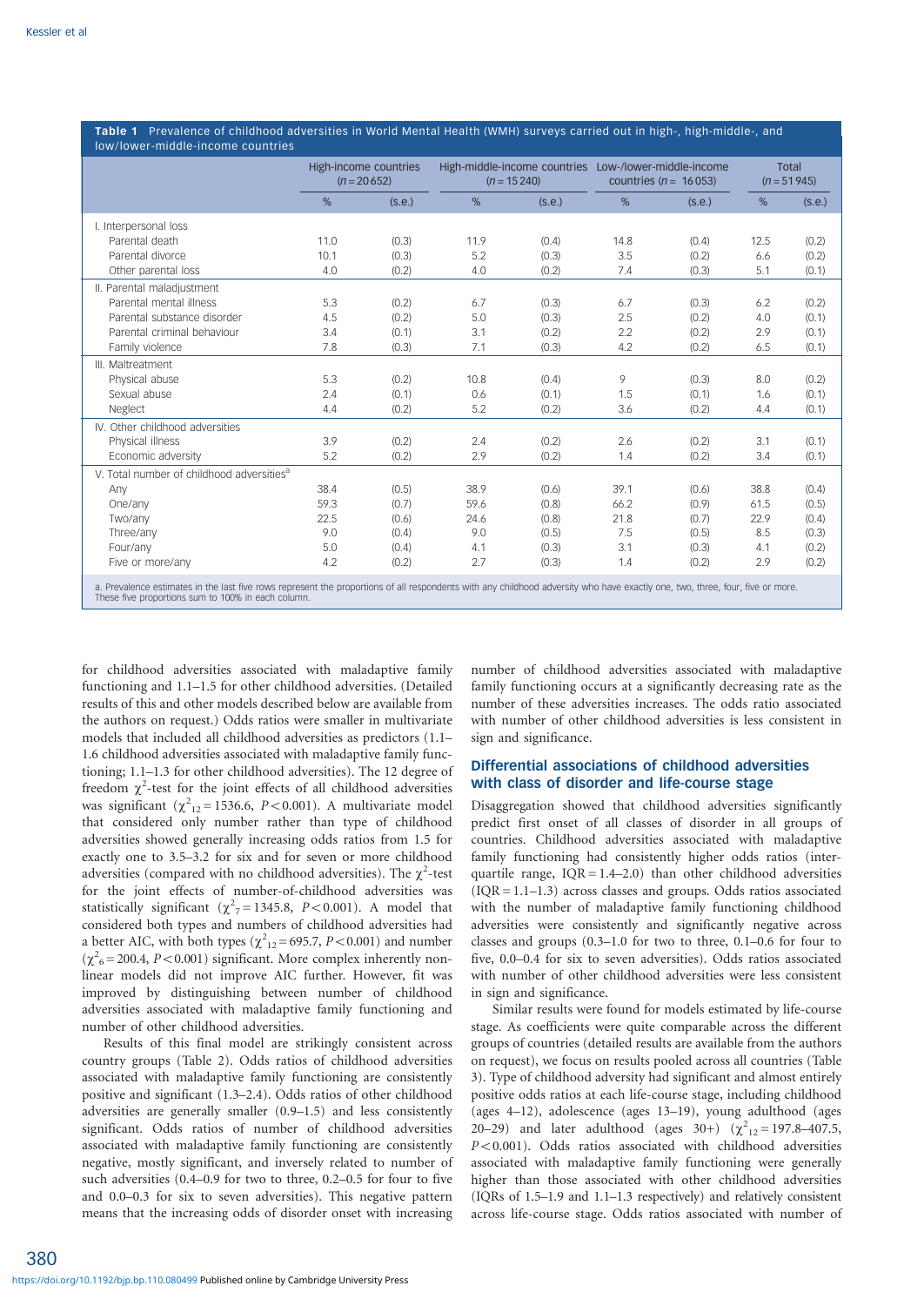**Table 1** Prevalence of childhood adversities in World Mental Health (WMH) surveys carried out in high-, high-middle-, and low/lower-middle-income countries

| | High-income countries ($n = 20\,652$) | | High-middle-income countries ($n = 15\,240$) | | Low-/lower-middle-income countries ($n = 16\,053$) | | Total ($n = 51\,945$) | |
|---|---|---|---|---|---|---|---|---|
| | % | (s.e.) | % | (s.e.) | % | (s.e.) | % | (s.e.) |
| I. Interpersonal loss | | | | | | | | |
| Parental death | 11.0 | (0.3) | 11.9 | (0.4) | 14.8 | (0.4) | 12.5 | (0.2) |
| Parental divorce | 10.1 | (0.3) | 5.2 | (0.3) | 3.5 | (0.2) | 6.6 | (0.2) |
| Other parental loss | 4.0 | (0.2) | 4.0 | (0.2) | 7.4 | (0.3) | 5.1 | (0.1) |
| II. Parental maladjustment | | | | | | | | |
| Parental mental illness | 5.3 | (0.2) | 6.7 | (0.3) | 6.7 | (0.3) | 6.2 | (0.2) |
| Parental substance disorder | 4.5 | (0.2) | 5.0 | (0.3) | 2.5 | (0.2) | 4.0 | (0.1) |
| Parental criminal behaviour | 3.4 | (0.1) | 3.1 | (0.2) | 2.2 | (0.2) | 2.9 | (0.1) |
| Family violence | 7.8 | (0.3) | 7.1 | (0.3) | 4.2 | (0.2) | 6.5 | (0.1) |
| III. Maltreatment | | | | | | | | |
| Physical abuse | 5.3 | (0.2) | 10.8 | (0.4) | 9 | (0.3) | 8.0 | (0.2) |
| Sexual abuse | 2.4 | (0.1) | 0.6 | (0.1) | 1.5 | (0.1) | 1.6 | (0.1) |
| Neglect | 4.4 | (0.2) | 5.2 | (0.2) | 3.6 | (0.2) | 4.4 | (0.1) |
| IV. Other childhood adversities | | | | | | | | |
| Physical illness | 3.9 | (0.2) | 2.4 | (0.2) | 2.6 | (0.2) | 3.1 | (0.1) |
| Economic adversity | 5.2 | (0.2) | 2.9 | (0.2) | 1.4 | (0.2) | 3.4 | (0.1) |
| V. Total number of childhood adversities[a] | | | | | | | | |
| Any | 38.4 | (0.5) | 38.9 | (0.6) | 39.1 | (0.6) | 38.8 | (0.4) |
| One/any | 59.3 | (0.7) | 59.6 | (0.8) | 66.2 | (0.9) | 61.5 | (0.5) |
| Two/any | 22.5 | (0.6) | 24.6 | (0.8) | 21.8 | (0.7) | 22.9 | (0.4) |
| Three/any | 9.0 | (0.4) | 9.0 | (0.5) | 7.5 | (0.5) | 8.5 | (0.3) |
| Four/any | 5.0 | (0.4) | 4.1 | (0.3) | 3.1 | (0.3) | 4.1 | (0.2) |
| Five or more/any | 4.2 | (0.2) | 2.7 | (0.3) | 1.4 | (0.2) | 2.9 | (0.2) |

a. Prevalence estimates in the last five rows represent the proportions of all respondents with any childhood adversity who have exactly one, two, three, four, five or more. These five proportions sum to 100% in each column.

for childhood adversities associated with maladaptive family functioning and 1.1–1.5 for other childhood adversities. (Detailed results of this and other models described below are available from the authors on request.) Odds ratios were smaller in multivariate models that included all childhood adversities as predictors (1.1–1.6 childhood adversities associated with maladaptive family functioning; 1.1–1.3 for other childhood adversities). The 12 degree of freedom $\chi^2$-test for the joint effects of all childhood adversities was significant ($\chi^2_{12} = 1536.6$, $P < 0.001$). A multivariate model that considered only number rather than type of childhood adversities showed generally increasing odds ratios from 1.5 for exactly one to 3.5–3.2 for six and for seven or more childhood adversities (compared with no childhood adversities). The $\chi^2$-test for the joint effects of number-of-childhood adversities was statistically significant ($\chi^2_7 = 1345.8$, $P < 0.001$). A model that considered both types and numbers of childhood adversities had a better AIC, with both types ($\chi^2_{12} = 695.7$, $P < 0.001$) and number ($\chi^2_6 = 200.4$, $P < 0.001$) significant. More complex inherently non-linear models did not improve AIC further. However, fit was improved by distinguishing between number of childhood adversities associated with maladaptive family functioning and number of other childhood adversities.

Results of this final model are strikingly consistent across country groups (Table 2). Odds ratios of childhood adversities associated with maladaptive family functioning are consistently positive and significant (1.3–2.4). Odds ratios of other childhood adversities are generally smaller (0.9–1.5) and less consistently significant. Odds ratios of number of childhood adversities associated with maladaptive family functioning are consistently negative, mostly significant, and inversely related to number of such adversities (0.4–0.9 for two to three, 0.2–0.5 for four to five and 0.0–0.3 for six to seven adversities). This negative pattern means that the increasing odds of disorder onset with increasing number of childhood adversities associated with maladaptive family functioning occurs at a significantly decreasing rate as the number of these adversities increases. The odds ratio associated with number of other childhood adversities is less consistent in sign and significance.

## Differential associations of childhood adversities with class of disorder and life-course stage

Disaggregation showed that childhood adversities significantly predict first onset of all classes of disorder in all groups of countries. Childhood adversities associated with maladaptive family functioning had consistently higher odds ratios (interquartile range, IQR = 1.4–2.0) than other childhood adversities (IQR = 1.1–1.3) across classes and groups. Odds ratios associated with the number of maladaptive family functioning childhood adversities were consistently and significantly negative across classes and groups (0.3–1.0 for two to three, 0.1–0.6 for four to five, 0.0–0.4 for six to seven adversities). Odds ratios associated with number of other childhood adversities were less consistent in sign and significance.

Similar results were found for models estimated by life-course stage. As coefficients were quite comparable across the different groups of countries (detailed results are available from the authors on request), we focus on results pooled across all countries (Table 3). Type of childhood adversity had significant and almost entirely positive odds ratios at each life-course stage, including childhood (ages 4–12), adolescence (ages 13–19), young adulthood (ages 20–29) and later adulthood (ages 30+) ($\chi^2_{12} = 197.8$–$407.5$, $P < 0.001$). Odds ratios associated with childhood adversities associated with maladaptive family functioning were generally higher than those associated with other childhood adversities (IQRs of 1.5–1.9 and 1.1–1.3 respectively) and relatively consistent across life-course stage. Odds ratios associated with number of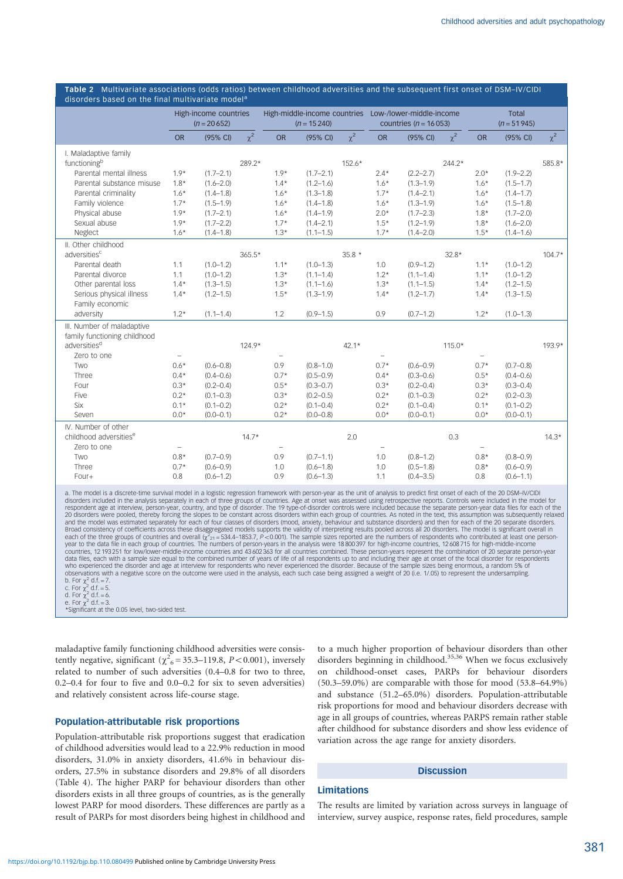**Table 2** Multivariate associations (odds ratios) between childhood adversities and the subsequent first onset of DSM–IV/CIDI disorders based on the final multivariate model[a]

| | High-income countries ($n = 20\,652$) | | | High-middle-income countries ($n = 15\,240$) | | | Low-/lower-middle-income countries ($n = 16\,053$) | | | Total ($n = 51\,945$) | | |
|---|---|---|---|---|---|---|---|---|---|---|---|---|
| | OR | (95% CI) | $\chi^2$ | OR | (95% CI) | $\chi^2$ | OR | (95% CI) | $\chi^2$ | OR | (95% CI) | $\chi^2$ |
| I. Maladaptive family functioning[b] | | | 289.2* | | | 152.6* | | | 244.2* | | | 585.8* |
| Parental mental illness | 1.9* | (1.7–2.1) | | 1.9* | (1.7–2.1) | | 2.4* | (2.2–2.7) | | 2.0* | (1.9–2.2) | |
| Parental substance misuse | 1.8* | (1.6–2.0) | | 1.4* | (1.2–1.6) | | 1.6* | (1.3–1.9) | | 1.6* | (1.5–1.7) | |
| Parental criminality | 1.6* | (1.4–1.8) | | 1.6* | (1.3–1.8) | | 1.7* | (1.4–2.1) | | 1.6* | (1.4–1.7) | |
| Family violence | 1.7* | (1.5–1.9) | | 1.6* | (1.4–1.8) | | 1.6* | (1.3–1.9) | | 1.6* | (1.5–1.8) | |
| Physical abuse | 1.9* | (1.7–2.1) | | 1.6* | (1.4–1.9) | | 2.0* | (1.7–2.3) | | 1.8* | (1.7–2.0) | |
| Sexual abuse | 1.9* | (1.7–2.2) | | 1.7* | (1.4–2.1) | | 1.5* | (1.2–1.9) | | 1.8* | (1.6–2.0) | |
| Neglect | 1.6* | (1.4–1.8) | | 1.3* | (1.1–1.5) | | 1.7* | (1.4–2.0) | | 1.5* | (1.4–1.6) | |
| II. Other childhood adversities[c] | | | 365.5* | | | 35.8 * | | | 32.8* | | | 104.7* |
| Parental death | 1.1 | (1.0–1.2) | | 1.1* | (1.0–1.3) | | 1.0 | (0.9–1.2) | | 1.1* | (1.0–1.2) | |
| Parental divorce | 1.1 | (1.0–1.2) | | 1.3* | (1.1–1.4) | | 1.2* | (1.1–1.4) | | 1.1* | (1.0–1.2) | |
| Other parental loss | 1.4* | (1.3–1.5) | | 1.3* | (1.1–1.6) | | 1.3* | (1.1–1.5) | | 1.4* | (1.2–1.5) | |
| Serious physical illness | 1.4* | (1.2–1.5) | | 1.5* | (1.3–1.9) | | 1.4* | (1.2–1.7) | | 1.4* | (1.3–1.5) | |
| Family economic adversity | 1.2* | (1.1–1.4) | | 1.2 | (0.9–1.5) | | 0.9 | (0.7–1.2) | | 1.2* | (1.0–1.3) | |
| III. Number of maladaptive family functioning childhood adversities[d] | | | 124.9* | | | 42.1* | | | 115.0* | | | 193.9* |
| Zero to one | – | | | – | | | – | | | – | | |
| Two | 0.6* | (0.6–0.8) | | 0.9 | (0.8–1.0) | | 0.7* | (0.6–0.9) | | 0.7* | (0.7–0.8) | |
| Three | 0.4* | (0.4–0.6) | | 0.7* | (0.5–0.9) | | 0.4* | (0.3–0.6) | | 0.5* | (0.4–0.6) | |
| Four | 0.3* | (0.2–0.4) | | 0.5* | (0.3–0.7) | | 0.3* | (0.2–0.4) | | 0.3* | (0.3–0.4) | |
| Five | 0.2* | (0.1–0.3) | | 0.3* | (0.2–0.5) | | 0.2* | (0.1–0.3) | | 0.2* | (0.2–0.3) | |
| Six | 0.1* | (0.1–0.2) | | 0.2* | (0.1–0.4) | | 0.2* | (0.1–0.4) | | 0.1* | (0.1–0.2) | |
| Seven | 0.0* | (0.0–0.1) | | 0.2* | (0.0–0.8) | | 0.0* | (0.0–0.1) | | 0.0* | (0.0–0.1) | |
| IV. Number of other childhood adversities[e] | | | 14.7* | | | 2.0 | | | 0.3 | | | 14.3* |
| Zero to one | – | | | – | | | – | | | – | | |
| Two | 0.8* | (0.7–0.9) | | 0.9 | (0.7–1.1) | | 1.0 | (0.8–1.2) | | 0.8* | (0.8–0.9) | |
| Three | 0.7* | (0.6–0.9) | | 1.0 | (0.6–1.8) | | 1.0 | (0.5–1.8) | | 0.8* | (0.6–0.9) | |
| Four+ | 0.8 | (0.6–1.2) | | 0.9 | (0.6–1.3) | | 1.1 | (0.4–3.5) | | 0.8 | (0.6–1.1) | |

a. The model is a discrete-time survival model in a logistic regression framework with person-year as the unit of analysis to predict first onset of each of the 20 DSM–IV/CIDI disorders included in the analysis separately in each of three groups of countries. Age at onset was assessed using retrospective reports. Controls were included in the model for respondent age at interview, person-year, country, and type of disorder. The 19 type-of-disorder controls were included because the separate person-year data files for each of the 20 disorders were pooled, thereby forcing the slopes to be constant across disorders within each group of countries. As noted in the text, this assumption was subsequently relaxed and the model was estimated separately for each of four classes of disorders (mood, anxiety, behaviour and substance disorders) and then for each of the 20 separate disorders. Broad consistency of coefficients across these disaggregated models supports the validity of interpreting results pooled across all 20 disorders. The model is significant overall in each of the three groups of countries and overall ($\chi^2_{21} = 534.4$–$1853.7$, $P < 0.001$). The sample sizes reported are the numbers of respondents who contributed at least one person-year to the data file in each group of countries. The numbers of person-years in the analysis were 18 800 397 for high-income countries, 12 608 715 for high-middle-income countries, 12 193 251 for low/lower-middle-income countries and 43 602 363 for all countries combined. These person-years represent the combination of 20 separate person-year data files, each with a sample size equal to the combined number of years of life of all respondents up to and including their age at onset of the focal disorder for respondents who experienced the disorder and age at interview for respondents who never experienced the disorder. Because of the sample sizes being enormous, a random 5% of observations with a negative score on the outcome were used in the analysis, each such case being assigned a weight of 20 (i.e. 1/.05) to represent the undersampling.
b. For $\chi^2$ d.f. = 7.
c. For $\chi^2$ d.f. = 5.
d. For $\chi^2$ d.f. = 6.
e. For $\chi^2$ d.f. = 3.
*Significant at the 0.05 level, two-sided test.

maladaptive family functioning childhood adversities were consistently negative, significant ($\chi^2_6 = 35.3$–$119.8$, $P < 0.001$), inversely related to number of such adversities (0.4–0.8 for two to three, 0.2–0.4 for four to five and 0.0–0.2 for six to seven adversities) and relatively consistent across life-course stage.

## Population-attributable risk proportions

Population-attributable risk proportions suggest that eradication of childhood adversities would lead to a 22.9% reduction in mood disorders, 31.0% in anxiety disorders, 41.6% in behaviour disorders, 27.5% in substance disorders and 29.8% of all disorders (Table 4). The higher PARP for behaviour disorders than other disorders exists in all three groups of countries, as is the generally lowest PARP for mood disorders. These differences are partly as a result of PARPs for most disorders being highest in childhood and to a much higher proportion of behaviour disorders than other disorders beginning in childhood.[35,36] When we focus exclusively on childhood-onset cases, PARPs for behaviour disorders (50.3–59.0%) are comparable with those for mood (53.8–64.9%) and substance (51.2–65.0%) disorders. Population-attributable risk proportions for mood and behaviour disorders decrease with age in all groups of countries, whereas PARPS remain rather stable after childhood for substance disorders and show less evidence of variation across the age range for anxiety disorders.

## Discussion

### Limitations

The results are limited by variation across surveys in language of interview, survey auspice, response rates, field procedures, sample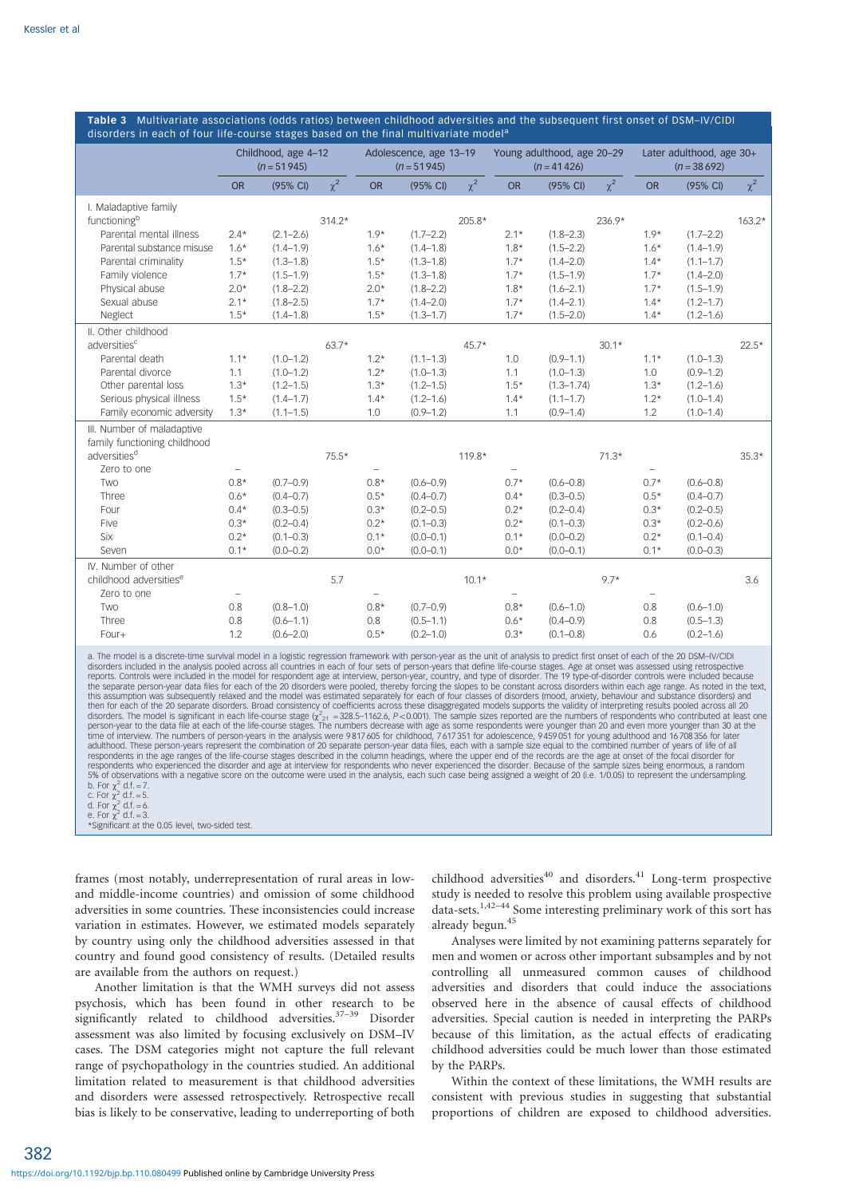**Table 3** Multivariate associations (odds ratios) between childhood adversities and the subsequent first onset of DSM–IV/CIDI disorders in each of four life-course stages based on the final multivariate model[a]

| | Childhood, age 4–12 ($n$ = 51 945) | | | Adolescence, age 13–19 ($n$ = 51 945) | | | Young adulthood, age 20–29 ($n$ = 41 426) | | | Later adulthood, age 30+ ($n$ = 38 692) | | |
|---|---|---|---|---|---|---|---|---|---|---|---|---|
| | OR | (95% CI) | $\chi^2$ | OR | (95% CI) | $\chi^2$ | OR | (95% CI) | $\chi^2$ | OR | (95% CI) | $\chi^2$ |
| **I. Maladaptive family functioning[b]** | | | 314.2* | | | 205.8* | | | 236.9* | | | 163.2* |
| Parental mental illness | 2.4* | (2.1–2.6) | | 1.9* | (1.7–2.2) | | 2.1* | (1.8–2.3) | | 1.9* | (1.7–2.2) | |
| Parental substance misuse | 1.6* | (1.4–1.9) | | 1.6* | (1.4–1.8) | | 1.8* | (1.5–2.2) | | 1.6* | (1.4–1.9) | |
| Parental criminality | 1.5* | (1.3–1.8) | | 1.5* | (1.3–1.8) | | 1.7* | (1.4–2.0) | | 1.4* | (1.1–1.7) | |
| Family violence | 1.7* | (1.5–1.9) | | 1.5* | (1.3–1.8) | | 1.7* | (1.5–1.9) | | 1.7* | (1.4–2.0) | |
| Physical abuse | 2.0* | (1.8–2.2) | | 2.0* | (1.8–2.2) | | 1.8* | (1.6–2.1) | | 1.7* | (1.5–1.9) | |
| Sexual abuse | 2.1* | (1.8–2.5) | | 1.7* | (1.4–2.0) | | 1.7* | (1.4–2.1) | | 1.4* | (1.2–1.7) | |
| Neglect | 1.5* | (1.4–1.8) | | 1.5* | (1.3–1.7) | | 1.7* | (1.5–2.0) | | 1.4* | (1.2–1.6) | |
| **II. Other childhood adversities[c]** | | | 63.7* | | | 45.7* | | | 30.1* | | | 22.5* |
| Parental death | 1.1* | (1.0–1.2) | | 1.2* | (1.1–1.3) | | 1.0 | (0.9–1.1) | | 1.1* | (1.0–1.3) | |
| Parental divorce | 1.1 | (1.0–1.2) | | 1.2* | (1.0–1.3) | | 1.1 | (1.0–1.3) | | 1.0 | (0.9–1.2) | |
| Other parental loss | 1.3* | (1.2–1.5) | | 1.3* | (1.2–1.5) | | 1.5* | (1.3–1.74) | | 1.3* | (1.2–1.6) | |
| Serious physical illness | 1.5* | (1.4–1.7) | | 1.4* | (1.2–1.6) | | 1.4* | (1.1–1.7) | | 1.2* | (1.0–1.4) | |
| Family economic adversity | 1.3* | (1.1–1.5) | | 1.0 | (0.9–1.2) | | 1.1 | (0.9–1.4) | | 1.2 | (1.0–1.4) | |
| **III. Number of maladaptive family functioning childhood adversities[d]** | | | 75.5* | | | 119.8* | | | 71.3* | | | 35.3* |
| Zero to one | – | | | – | | | – | | | – | | |
| Two | 0.8* | (0.7–0.9) | | 0.8* | (0.6–0.9) | | 0.7* | (0.6–0.8) | | 0.7* | (0.6–0.8) | |
| Three | 0.6* | (0.4–0.7) | | 0.5* | (0.4–0.7) | | 0.4* | (0.3–0.5) | | 0.5* | (0.4–0.7) | |
| Four | 0.4* | (0.3–0.5) | | 0.3* | (0.2–0.5) | | 0.2* | (0.2–0.4) | | 0.3* | (0.2–0.5) | |
| Five | 0.3* | (0.2–0.4) | | 0.2* | (0.1–0.3) | | 0.2* | (0.1–0.3) | | 0.3* | (0.2–0.6) | |
| Six | 0.2* | (0.1–0.3) | | 0.1* | (0.0–0.1) | | 0.1* | (0.0–0.2) | | 0.2* | (0.1–0.4) | |
| Seven | 0.1* | (0.0–0.2) | | 0.0* | (0.0–0.1) | | 0.0* | (0.0–0.1) | | 0.1* | (0.0–0.3) | |
| **IV. Number of other childhood adversities[e]** | | | 5.7 | | | 10.1* | | | 9.7* | | | 3.6 |
| Zero to one | – | | | – | | | – | | | – | | |
| Two | 0.8 | (0.8–1.0) | | 0.8* | (0.7–0.9) | | 0.8* | (0.6–1.0) | | 0.8 | (0.6–1.0) | |
| Three | 0.8 | (0.6–1.1) | | 0.8 | (0.5–1.1) | | 0.6* | (0.4–0.9) | | 0.8 | (0.5–1.3) | |
| Four+ | 1.2 | (0.6–2.0) | | 0.5* | (0.2–1.0) | | 0.3* | (0.1–0.8) | | 0.6 | (0.2–1.6) | |

a. The model is a discrete-time survival model in a logistic regression framework with person-year as the unit of analysis to predict first onset of each of the 20 DSM–IV/CIDI disorders included in the analysis pooled across all countries in each of four sets of person-years that define life-course stages. Age at onset was assessed using retrospective reports. Controls were included in the model for respondent age at interview, person-year, country, and type of disorder. The 19 type-of-disorder controls were included because the separate person-year data files for each of the 20 disorders were pooled, thereby forcing the slopes to be constant across disorders within each age range. As noted in the text, this assumption was subsequently relaxed and the model was estimated separately for each of four classes of disorders (mood, anxiety, behaviour and substance disorders) and then for each of the 20 separate disorders. Broad consistency of coefficients across these disaggregated models supports the validity of interpreting results pooled across all 20 disorders. The model is significant in each life-course stage ($\chi^2_{21}$ = 328.5–1162.6, $P$<0.001). The sample sizes reported are the numbers of respondents who contributed at least one person-year to the data file at each of the life-course stages. The numbers decrease with age as some respondents were younger than 20 and even more younger than 30 at the time of interview. The numbers of person-years in the analysis were 9 817 605 for childhood, 7 617 351 for adolescence, 9 459 051 for young adulthood and 16 708 356 for later adulthood. These person-years represent the combination of 20 separate person-year data files, each with a sample size equal to the combined number of years of life of all respondents in the age ranges of the life-course stages described in the column headings, where the upper end of the records are the age at onset of the focal disorder for respondents who experienced the disorder and age at interview for respondents who never experienced the disorder. Because of the sample sizes being enormous, a random 5% of observations with a negative score on the outcome were used in the analysis, each such case being assigned a weight of 20 (i.e. 1/0.05) to represent the undersampling.
b. For $\chi^2$ d.f. = 7.
c. For $\chi^2$ d.f. = 5.
d. For $\chi^2$ d.f. = 6.
e. For $\chi^2$ d.f. = 3.
*Significant at the 0.05 level, two-sided test.

frames (most notably, underrepresentation of rural areas in low- and middle-income countries) and omission of some childhood adversities in some countries. These inconsistencies could increase variation in estimates. However, we estimated models separately by country using only the childhood adversities assessed in that country and found good consistency of results. (Detailed results are available from the authors on request.)

Another limitation is that the WMH surveys did not assess psychosis, which has been found in other research to be significantly related to childhood adversities.[37–39] Disorder assessment was also limited by focusing exclusively on DSM–IV cases. The DSM categories might not capture the full relevant range of psychopathology in the countries studied. An additional limitation related to measurement is that childhood adversities and disorders were assessed retrospectively. Retrospective recall bias is likely to be conservative, leading to underreporting of both childhood adversities[40] and disorders.[41] Long-term prospective study is needed to resolve this problem using available prospective data-sets.[1,42–44] Some interesting preliminary work of this sort has already begun.[45]

Analyses were limited by not examining patterns separately for men and women or across other important subsamples and by not controlling all unmeasured common causes of childhood adversities and disorders that could induce the associations observed here in the absence of causal effects of childhood adversities. Special caution is needed in interpreting the PARPs because of this limitation, as the actual effects of eradicating childhood adversities could be much lower than those estimated by the PARPs.

Within the context of these limitations, the WMH results are consistent with previous studies in suggesting that substantial proportions of children are exposed to childhood adversities.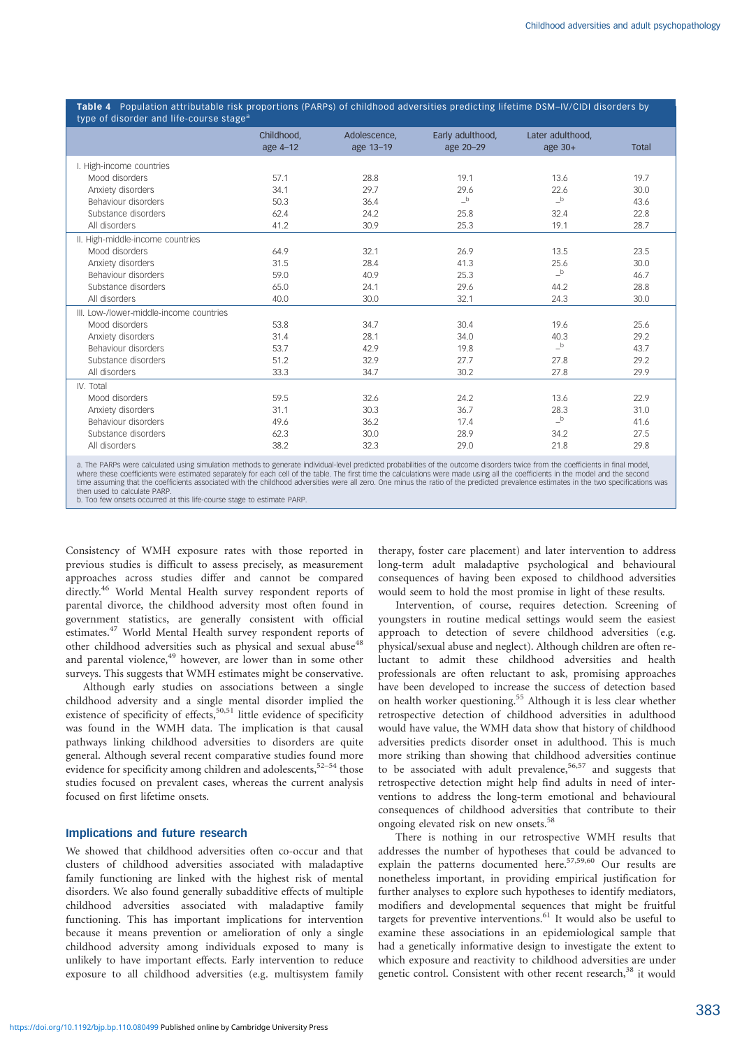**Table 4** Population attributable risk proportions (PARPs) of childhood adversities predicting lifetime DSM–IV/CIDI disorders by type of disorder and life-course stage[a]

| | Childhood, age 4–12 | Adolescence, age 13–19 | Early adulthood, age 20–29 | Later adulthood, age 30+ | Total |
|---|---|---|---|---|---|
| I. High-income countries | | | | | |
| Mood disorders | 57.1 | 28.8 | 19.1 | 13.6 | 19.7 |
| Anxiety disorders | 34.1 | 29.7 | 29.6 | 22.6 | 30.0 |
| Behaviour disorders | 50.3 | 36.4 | –[b] | –[b] | 43.6 |
| Substance disorders | 62.4 | 24.2 | 25.8 | 32.4 | 22.8 |
| All disorders | 41.2 | 30.9 | 25.3 | 19.1 | 28.7 |
| II. High-middle-income countries | | | | | |
| Mood disorders | 64.9 | 32.1 | 26.9 | 13.5 | 23.5 |
| Anxiety disorders | 31.5 | 28.4 | 41.3 | 25.6 | 30.0 |
| Behaviour disorders | 59.0 | 40.9 | 25.3 | –[b] | 46.7 |
| Substance disorders | 65.0 | 24.1 | 29.6 | 44.2 | 28.8 |
| All disorders | 40.0 | 30.0 | 32.1 | 24.3 | 30.0 |
| III. Low-/lower-middle-income countries | | | | | |
| Mood disorders | 53.8 | 34.7 | 30.4 | 19.6 | 25.6 |
| Anxiety disorders | 31.4 | 28.1 | 34.0 | 40.3 | 29.2 |
| Behaviour disorders | 53.7 | 42.9 | 19.8 | –[b] | 43.7 |
| Substance disorders | 51.2 | 32.9 | 27.7 | 27.8 | 29.2 |
| All disorders | 33.3 | 34.7 | 30.2 | 27.8 | 29.9 |
| IV. Total | | | | | |
| Mood disorders | 59.5 | 32.6 | 24.2 | 13.6 | 22.9 |
| Anxiety disorders | 31.1 | 30.3 | 36.7 | 28.3 | 31.0 |
| Behaviour disorders | 49.6 | 36.2 | 17.4 | –[b] | 41.6 |
| Substance disorders | 62.3 | 30.0 | 28.9 | 34.2 | 27.5 |
| All disorders | 38.2 | 32.3 | 29.0 | 21.8 | 29.8 |

a. The PARPs were calculated using simulation methods to generate individual-level predicted probabilities of the outcome disorders twice from the coefficients in final model, where these coefficients were estimated separately for each cell of the table. The first time the calculations were made using all the coefficients in the model and the second time assuming that the coefficients associated with the childhood adversities were all zero. One minus the ratio of the predicted prevalence estimates in the two specifications was then used to calculate PARP.
b. Too few onsets occurred at this life-course stage to estimate PARP.

Consistency of WMH exposure rates with those reported in previous studies is difficult to assess precisely, as measurement approaches across studies differ and cannot be compared directly.[46] World Mental Health survey respondent reports of parental divorce, the childhood adversity most often found in government statistics, are generally consistent with official estimates.[47] World Mental Health survey respondent reports of other childhood adversities such as physical and sexual abuse[48] and parental violence,[49] however, are lower than in some other surveys. This suggests that WMH estimates might be conservative.

Although early studies on associations between a single childhood adversity and a single mental disorder implied the existence of specificity of effects,[50,51] little evidence of specificity was found in the WMH data. The implication is that causal pathways linking childhood adversities to disorders are quite general. Although several recent comparative studies found more evidence for specificity among children and adolescents,[52–54] those studies focused on prevalent cases, whereas the current analysis focused on first lifetime onsets.

## Implications and future research

We showed that childhood adversities often co-occur and that clusters of childhood adversities associated with maladaptive family functioning are linked with the highest risk of mental disorders. We also found generally subadditive effects of multiple childhood adversities associated with maladaptive family functioning. This has important implications for intervention because it means prevention or amelioration of only a single childhood adversity among individuals exposed to many is unlikely to have important effects. Early intervention to reduce exposure to all childhood adversities (e.g. multisystem family therapy, foster care placement) and later intervention to address long-term adult maladaptive psychological and behavioural consequences of having been exposed to childhood adversities would seem to hold the most promise in light of these results.

Intervention, of course, requires detection. Screening of youngsters in routine medical settings would seem the easiest approach to detection of severe childhood adversities (e.g. physical/sexual abuse and neglect). Although children are often reluctant to admit these childhood adversities and health professionals are often reluctant to ask, promising approaches have been developed to increase the success of detection based on health worker questioning.[55] Although it is less clear whether retrospective detection of childhood adversities in adulthood would have value, the WMH data show that history of childhood adversities predicts disorder onset in adulthood. This is much more striking than showing that childhood adversities continue to be associated with adult prevalence,[56,57] and suggests that retrospective detection might help find adults in need of interventions to address the long-term emotional and behavioural consequences of childhood adversities that contribute to their ongoing elevated risk on new onsets.[58]

There is nothing in our retrospective WMH results that addresses the number of hypotheses that could be advanced to explain the patterns documented here.[57,59,60] Our results are nonetheless important, in providing empirical justification for further analyses to explore such hypotheses to identify mediators, modifiers and developmental sequences that might be fruitful targets for preventive interventions.[61] It would also be useful to examine these associations in an epidemiological sample that had a genetically informative design to investigate the extent to which exposure and reactivity to childhood adversities are under genetic control. Consistent with other recent research,[38] it would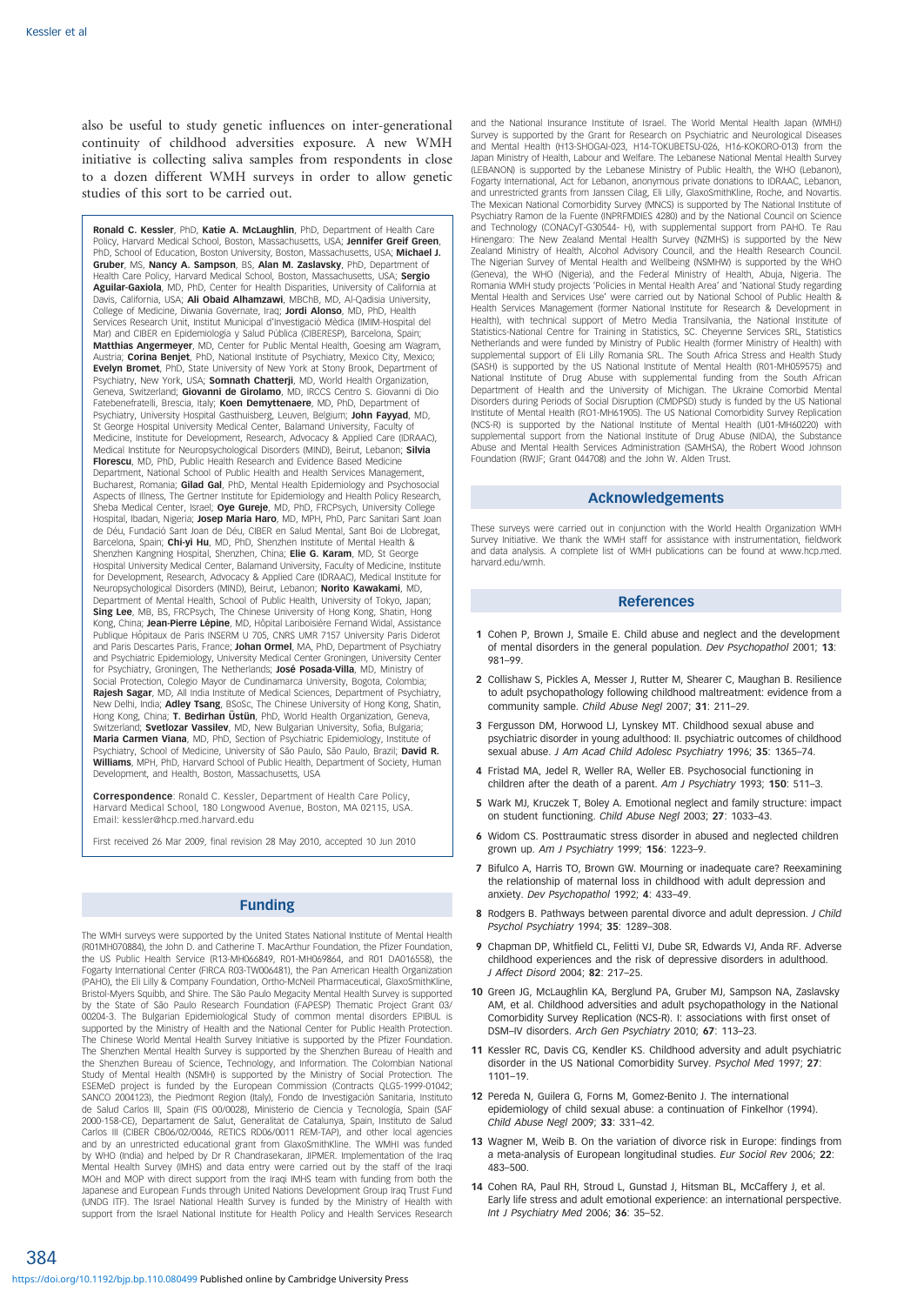also be useful to study genetic influences on inter-generational continuity of childhood adversities exposure. A new WMH initiative is collecting saliva samples from respondents in close to a dozen different WMH surveys in order to allow genetic studies of this sort to be carried out.

**Ronald C. Kessler**, PhD, **Katie A. McLaughlin**, PhD, Department of Health Care Policy, Harvard Medical School, Boston, Massachusetts, USA; **Jennifer Greif Green**, PhD, School of Education, Boston University, Boston, Massachusetts, USA; **Michael J. Gruber**, MS, **Nancy A. Sampson**, BS, **Alan M. Zaslavsky**, PhD, Department of Health Care Policy, Harvard Medical School, Boston, Massachusetts, USA; **Sergio Aguilar-Gaxiola**, MD, PhD, Center for Health Disparities, University of California at Davis, California, USA; **Ali Obaid Alhamzawi**, MBChB, MD, Al-Qadisia University, College of Medicine, Diwania Governate, Iraq; **Jordi Alonso**, MD, PhD, Health Services Research Unit, Institut Municipal d'Investigació Mèdica (IMIM-Hospital del Mar) and CIBER en Epidemiología y Salud Pública (CIBERESP), Barcelona, Spain; **Matthias Angermeyer**, MD, Center for Public Mental Health, Goesing am Wagram, Austria; **Corina Benjet**, PhD, National Institute of Psychiatry, Mexico City, Mexico; **Evelyn Bromet**, PhD, State University of New York at Stony Brook, Department of Psychiatry, New York, USA; **Somnath Chatterji**, MD, World Health Organization, Geneva, Switzerland; **Giovanni de Girolamo**, MD, IRCCS Centro S. Giovanni di Dio Fatebenefratelli, Brescia, Italy; **Koen Demyttenaere**, MD, PhD, Department of Psychiatry, University Hospital Gasthuisberg, Leuven, Belgium; **John Fayyad**, MD, St George Hospital University Medical Center, Balamand University, Faculty of Medicine, Institute for Development, Research, Advocacy & Applied Care (IDRAAC), Medical Institute for Neuropsychological Disorders (MIND), Beirut, Lebanon; **Silvia Florescu**, MD, PhD, Public Health Research and Evidence Based Medicine Department, National School of Public Health and Health Services Management, Bucharest, Romania; **Gilad Gal**, PhD, Mental Health Epidemiology and Psychosocial Aspects of Illness, The Gertner Institute for Epidemiology and Health Policy Research, Sheba Medical Center, Israel; **Oye Gureje**, MD, PhD, FRCPsych, University College Hospital, Ibadan, Nigeria; **Josep Maria Haro**, MD, MPH, PhD, Parc Sanitari Sant Joan de Déu, Fundació Sant Joan de Déu, CIBER en Salud Mental, Sant Boi de Llobregat, Barcelona, Spain; **Chi-yi Hu**, MD, PhD, Shenzhen Institute of Mental Health & Shenzhen Kangning Hospital, Shenzhen, China; **Elie G. Karam**, MD, St George Hospital University Medical Center, Balamand University, Faculty of Medicine, Institute for Development, Research, Advocacy & Applied Care (IDRAAC), Medical Institute for Neuropsychological Disorders (MIND), Beirut, Lebanon; **Norito Kawakami**, MD, Department of Mental Health, School of Public Health, University of Tokyo, Japan; **Sing Lee**, MB, BS, FRCPsych, The Chinese University of Hong Kong, Shatin, Hong Kong, China; **Jean-Pierre Lépine**, MD, Hôpital Lariboisière Fernand Widal, Assistance Publique Hôpitaux de Paris INSERM U 705, CNRS UMR 7157 University Paris Diderot and Paris Descartes Paris, France; **Johan Ormel**, MA, PhD, Department of Psychiatry and Psychiatric Epidemiology, University Medical Center Groningen, University Center for Psychiatry, Groningen, The Netherlands; **José Posada-Villa**, MD, Ministry of Social Protection, Colegio Mayor de Cundinamarca University, Bogota, Colombia; **Rajesh Sagar**, MD, All India Institute of Medical Sciences, Department of Psychiatry, New Delhi, India; **Adley Tsang**, BSoSc, The Chinese University of Hong Kong, Shatin, Hong Kong, China; **T. Bedirhan Üstün**, PhD, World Health Organization, Geneva, Switzerland; **Svetlozar Vassilev**, MD, New Bulgarian University, Sofia, Bulgaria; **Maria Carmen Viana**, MD, PhD, Section of Psychiatric Epidemiology, Institute of Psychiatry, School of Medicine, University of São Paulo, São Paulo, Brazil; **David R. Williams**, MPH, PhD, Harvard School of Public Health, Department of Society, Human Development, and Health, Boston, Massachusetts, USA

**Correspondence**: Ronald C. Kessler, Department of Health Care Policy, Harvard Medical School, 180 Longwood Avenue, Boston, MA 02115, USA. Email: kessler@hcp.med.harvard.edu

First received 26 Mar 2009, final revision 28 May 2010, accepted 10 Jun 2010

## Funding

The WMH surveys were supported by the United States National Institute of Mental Health (R01MH070884), the John D. and Catherine T. MacArthur Foundation, the Pfizer Foundation, the US Public Health Service (R13-MH066849, R01-MH069864, and R01 DA016558), the Fogarty International Center (FIRCA R03-TW006481), the Pan American Health Organization (PAHO), the Eli Lilly & Company Foundation, Ortho-McNeil Pharmaceutical, GlaxoSmithKline, Bristol-Myers Squibb, and Shire. The São Paulo Megacity Mental Health Survey is supported by the State of São Paulo Research Foundation (FAPESP) Thematic Project Grant 03/00204-3. The Bulgarian Epidemiological Study of common mental disorders EPIBUL is supported by the Ministry of Health and the National Center for Public Health Protection. The Chinese World Mental Health Survey Initiative is supported by the Pfizer Foundation. The Shenzhen Mental Health Survey is supported by the Shenzhen Bureau of Health and the Shenzhen Bureau of Science, Technology, and Information. The Colombian National Study of Mental Health (NSMH) is supported by the Ministry of Social Protection. The ESEMeD project is funded by the European Commission (Contracts QLG5-1999-01042; SANCO 2004123), the Piedmont Region (Italy), Fondo de Investigación Sanitaria, Instituto de Salud Carlos III, Spain (FIS 00/0028), Ministerio de Ciencia y Tecnología, Spain (SAF 2000-158-CE), Departament de Salut, Generalitat de Catalunya, Spain, Instituto de Salud Carlos III (CIBER CB06/02/0046, RETICS RD06/0011 REM-TAP), and other local agencies and by an unrestricted educational grant from GlaxoSmithKline. The WMHI was funded by WHO (India) and helped by Dr R. Chandrasekaran, JIPMER. Implementation of the Iraq Mental Health Survey (IMHS) and data entry were carried out by the staff of the Iraqi MOH and MOP with direct support from the Iraqi IMHS team with funding from both the Japanese and European Funds through United Nations Development Group Iraq Trust Fund (UNDG ITF). The Israel National Health Survey is funded by the Ministry of Health with support from the Israel National Institute for Health Policy and Health Services Research and the National Insurance Institute of Israel. The World Mental Health Japan (WMHJ) Survey is supported by the Grant for Research on Psychiatric and Neurological Diseases and Mental Health (H13-SHOGAI-023, H14-TOKUBETSU-026, H16-KOKORO-013) from the Japan Ministry of Health, Labour and Welfare. The Lebanese National Mental Health Survey (LEBANON) is supported by the Lebanese Ministry of Public Health, the WHO (Lebanon), Fogarty International, Act for Lebanon, anonymous private donations to IDRAAC, Lebanon, and unrestricted grants from Janssen Cilag, Eli Lilly, GlaxoSmithKline, Roche, and Novartis. The Mexican National Comorbidity Survey (MNCS) is supported by The National Institute of Psychiatry Ramon de la Fuente (INPRFMDIES 4280) and by the National Council on Science and Technology (CONACyT-G30544- H), with supplemental support from PAHO. Te Rau Hinengaro: The New Zealand Mental Health Survey (NZMHS) is supported by the New Zealand Ministry of Health, Alcohol Advisory Council, and the Health Research Council. The Nigerian Survey of Mental Health and Wellbeing (NSMHW) is supported by the WHO (Geneva), the WHO (Nigeria), and the Federal Ministry of Health, Abuja, Nigeria. The Romania WMH study projects 'Policies in Mental Health Area' and 'National Study regarding Mental Health and Services Use' were carried out by National School of Public Health & Health Services Management (former National Institute for Research & Development in Health), with technical support of Metro Media Transilvania, the National Institute of Statistics-National Centre for Training in Statistics, SC. Cheyenne Services SRL, Statistics Netherlands and were funded by Ministry of Public Health (former Ministry of Health) with supplemental support of Eli Lilly Romania SRL. The South Africa Stress and Health Study (SASH) is supported by the US National Institute of Mental Health (R01-MH059575) and National Institute of Drug Abuse with supplemental funding from the South African Department of Health and the University of Michigan. The Ukraine Comorbid Mental Disorders during Periods of Social Disruption (CMDPSD) study is funded by the US National Institute of Mental Health (RO1-MH61905). The US National Comorbidity Survey Replication (NCS-R) is supported by the National Institute of Mental Health (U01-MH60220) with supplemental support from the National Institute of Drug Abuse (NIDA), the Substance Abuse and Mental Health Services Administration (SAMHSA), the Robert Wood Johnson Foundation (RWJF; Grant 044708) and the John W. Alden Trust.

## Acknowledgements

These surveys were carried out in conjunction with the World Health Organization WMH Survey Initiative. We thank the WMH staff for assistance with instrumentation, fieldwork and data analysis. A complete list of WMH publications can be found at www.hcp.med.harvard.edu/wmh.

## References

1 Cohen P, Brown J, Smaile E. Child abuse and neglect and the development of mental disorders in the general population. *Dev Psychopathol* 2001; **13**: 981–99.

2 Collishaw S, Pickles A, Messer J, Rutter M, Shearer C, Maughan B. Resilience to adult psychopathology following childhood maltreatment: evidence from a community sample. *Child Abuse Negl* 2007; **31**: 211–29.

3 Fergusson DM, Horwood LJ, Lynskey MT. Childhood sexual abuse and psychiatric disorder in young adulthood: II. psychiatric outcomes of childhood sexual abuse. *J Am Acad Child Adolesc Psychiatry* 1996; **35**: 1365–74.

4 Fristad MA, Jedel R, Weller RA, Weller EB. Psychosocial functioning in children after the death of a parent. *Am J Psychiatry* 1993; **150**: 511–3.

5 Wark MJ, Kruczek T, Boley A. Emotional neglect and family structure: impact on student functioning. *Child Abuse Negl* 2003; **27**: 1033–43.

6 Widom CS. Posttraumatic stress disorder in abused and neglected children grown up. *Am J Psychiatry* 1999; **156**: 1223–9.

7 Bifulco A, Harris TO, Brown GW. Mourning or inadequate care? Reexamining the relationship of maternal loss in childhood with adult depression and anxiety. *Dev Psychopathol* 1992; **4**: 433–49.

8 Rodgers B. Pathways between parental divorce and adult depression. *J Child Psychol Psychiatry* 1994; **35**: 1289–308.

9 Chapman DP, Whitfield CL, Felitti VJ, Dube SR, Edwards VJ, Anda RF. Adverse childhood experiences and the risk of depressive disorders in adulthood. *J Affect Disord* 2004; **82**: 217–25.

10 Green JG, McLaughlin KA, Berglund PA, Gruber MJ, Sampson NA, Zaslavsky AM, et al. Childhood adversities and adult psychopathology in the National Comorbidity Survey Replication (NCS-R). I: associations with first onset of DSM–IV disorders. *Arch Gen Psychiatry* 2010; **67**: 113–23.

11 Kessler RC, Davis CG, Kendler KS. Childhood adversity and adult psychiatric disorder in the US National Comorbidity Survey. *Psychol Med* 1997; **27**: 1101–19.

12 Pereda N, Guilera G, Forns M, Gomez-Benito J. The international epidemiology of child sexual abuse: a continuation of Finkelhor (1994). *Child Abuse Negl* 2009; **33**: 331–42.

13 Wagner M, Weib B. On the variation of divorce risk in Europe: findings from a meta-analysis of European longitudinal studies. *Eur Sociol Rev* 2006; **22**: 483–500.

14 Cohen RA, Paul RH, Stroud L, Gunstad J, Hitsman BL, McCaffery J, et al. Early life stress and adult emotional experience: an international perspective. *Int J Psychiatry Med* 2006; **36**: 35–52.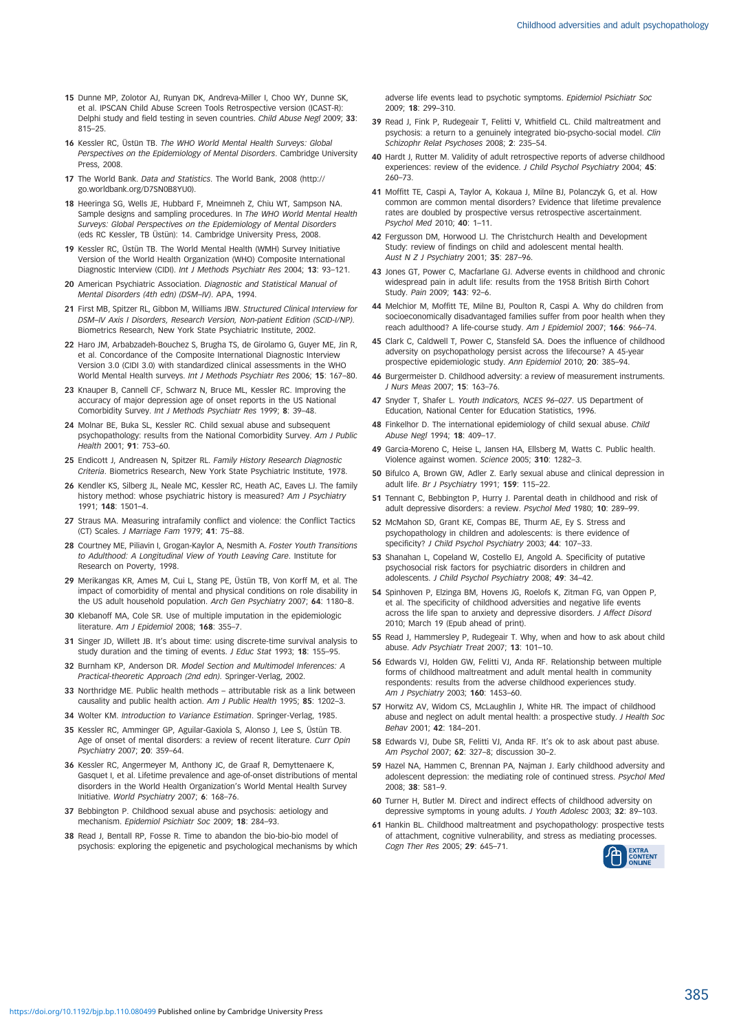15 Dunne MP, Zolotor AJ, Runyan DK, Andreva-Miller I, Choo WY, Dunne SK, et al. IPSCAN Child Abuse Screen Tools Retrospective version (ICAST-R): Delphi study and field testing in seven countries. *Child Abuse Negl* 2009; **33**: 815–25.

16 Kessler RC, Üstün TB. *The WHO World Mental Health Surveys: Global Perspectives on the Epidemiology of Mental Disorders*. Cambridge University Press, 2008.

17 The World Bank. *Data and Statistics*. The World Bank, 2008 (http://go.worldbank.org/D7SN0B8YU0).

18 Heeringa SG, Wells JE, Hubbard F, Mneimneh Z, Chiu WT, Sampson NA. Sample designs and sampling procedures. In *The WHO World Mental Health Surveys: Global Perspectives on the Epidemiology of Mental Disorders* (eds RC Kessler, TB Üstün): 14. Cambridge University Press, 2008.

19 Kessler RC, Üstün TB. The World Mental Health (WMH) Survey Initiative Version of the World Health Organization (WHO) Composite International Diagnostic Interview (CIDI). *Int J Methods Psychiatr Res* 2004; **13**: 93–121.

20 American Psychiatric Association. *Diagnostic and Statistical Manual of Mental Disorders (4th edn) (DSM–IV)*. APA, 1994.

21 First MB, Spitzer RL, Gibbon M, Williams JBW. *Structured Clinical Interview for DSM–IV Axis I Disorders, Research Version, Non-patient Edition (SCID-I/NP)*. Biometrics Research, New York State Psychiatric Institute, 2002.

22 Haro JM, Arbabzadeh-Bouchez S, Brugha TS, de Girolamo G, Guyer ME, Jin R, et al. Concordance of the Composite International Diagnostic Interview Version 3.0 (CIDI 3.0) with standardized clinical assessments in the WHO World Mental Health surveys. *Int J Methods Psychiatr Res* 2006; **15**: 167–80.

23 Knauper B, Cannell CF, Schwarz N, Bruce ML, Kessler RC. Improving the accuracy of major depression age of onset reports in the US National Comorbidity Survey. *Int J Methods Psychiatr Res* 1999; **8**: 39–48.

24 Molnar BE, Buka SL, Kessler RC. Child sexual abuse and subsequent psychopathology: results from the National Comorbidity Survey. *Am J Public Health* 2001; **91**: 753–60.

25 Endicott J, Andreasen N, Spitzer RL. *Family History Research Diagnostic Criteria*. Biometrics Research, New York State Psychiatric Institute, 1978.

26 Kendler KS, Silberg JL, Neale MC, Kessler RC, Heath AC, Eaves LJ. The family history method: whose psychiatric history is measured? *Am J Psychiatry* 1991; **148**: 1501–4.

27 Straus MA. Measuring intrafamily conflict and violence: the Conflict Tactics (CT) Scales. *J Marriage Fam* 1979; **41**: 75–88.

28 Courtney ME, Piliavin I, Grogan-Kaylor A, Nesmith A. *Foster Youth Transitions to Adulthood: A Longitudinal View of Youth Leaving Care*. Institute for Research on Poverty, 1998.

29 Merikangas KR, Ames M, Cui L, Stang PE, Üstün TB, Von Korff M, et al. The impact of comorbidity of mental and physical conditions on role disability in the US adult household population. *Arch Gen Psychiatry* 2007; **64**: 1180–8.

30 Klebanoff MA, Cole SR. Use of multiple imputation in the epidemiologic literature. *Am J Epidemiol* 2008; **168**: 355–7.

31 Singer JD, Willett JB. It's about time: using discrete-time survival analysis to study duration and the timing of events. *J Educ Stat* 1993; **18**: 155–95.

32 Burnham KP, Anderson DR. *Model Section and Multimodel Inferences: A Practical-theoretic Approach (2nd edn)*. Springer-Verlag, 2002.

33 Northridge ME. Public health methods – attributable risk as a link between causality and public health action. *Am J Public Health* 1995; **85**: 1202–3.

34 Wolter KM. *Introduction to Variance Estimation*. Springer-Verlag, 1985.

35 Kessler RC, Amminger GP, Aguilar-Gaxiola S, Alonso J, Lee S, Üstün TB. Age of onset of mental disorders: a review of recent literature. *Curr Opin Psychiatry* 2007; **20**: 359–64.

36 Kessler RC, Angermeyer M, Anthony JC, de Graaf R, Demyttenaere K, Gasquet I, et al. Lifetime prevalence and age-of-onset distributions of mental disorders in the World Health Organization's World Mental Health Survey Initiative. *World Psychiatry* 2007; **6**: 168–76.

37 Bebbington P. Childhood sexual abuse and psychosis: aetiology and mechanism. *Epidemiol Psichiatr Soc* 2009; **18**: 284–93.

38 Read J, Bentall RP, Fosse R. Time to abandon the bio-bio-bio model of psychosis: exploring the epigenetic and psychological mechanisms by which adverse life events lead to psychotic symptoms. *Epidemiol Psichiatr Soc* 2009; **18**: 299–310.

39 Read J, Fink P, Rudegeair T, Felitti V, Whitfield CL. Child maltreatment and psychosis: a return to a genuinely integrated bio-psycho-social model. *Clin Schizophr Relat Psychoses* 2008; **2**: 235–54.

40 Hardt J, Rutter M. Validity of adult retrospective reports of adverse childhood experiences: review of the evidence. *J Child Psychol Psychiatry* 2004; **45**: 260–73.

41 Moffitt TE, Caspi A, Taylor A, Kokaua J, Milne BJ, Polanczyk G, et al. How common are common mental disorders? Evidence that lifetime prevalence rates are doubled by prospective versus retrospective ascertainment. *Psychol Med* 2010; **40**: 1–11.

42 Fergusson DM, Horwood LJ. The Christchurch Health and Development Study: review of findings on child and adolescent mental health. *Aust N Z J Psychiatry* 2001; **35**: 287–96.

43 Jones GT, Power C, Macfarlane GJ. Adverse events in childhood and chronic widespread pain in adult life: results from the 1958 British Birth Cohort Study. *Pain* 2009; **143**: 92–6.

44 Melchior M, Moffitt TE, Milne BJ, Poulton R, Caspi A. Why do children from socioeconomically disadvantaged families suffer from poor health when they reach adulthood? A life-course study. *Am J Epidemiol* 2007; **166**: 966–74.

45 Clark C, Caldwell T, Power C, Stansfeld SA. Does the influence of childhood adversity on psychopathology persist across the lifecourse? A 45-year prospective epidemiologic study. *Ann Epidemiol* 2010; **20**: 385–94.

46 Burgermeister D. Childhood adversity: a review of measurement instruments. *J Nurs Meas* 2007; **15**: 163–76.

47 Snyder T, Shafer L. *Youth Indicators, NCES 96–027*. US Department of Education, National Center for Education Statistics, 1996.

48 Finkelhor D. The international epidemiology of child sexual abuse. *Child Abuse Negl* 1994; **18**: 409–17.

49 Garcia-Moreno C, Heise L, Jansen HA, Ellsberg M, Watts C. Public health. Violence against women. *Science* 2005; **310**: 1282–3.

50 Bifulco A, Brown GW, Adler Z. Early sexual abuse and clinical depression in adult life. *Br J Psychiatry* 1991; **159**: 115–22.

51 Tennant C, Bebbington P, Hurry J. Parental death in childhood and risk of adult depressive disorders: a review. *Psychol Med* 1980; **10**: 289–99.

52 McMahon SD, Grant KE, Compas BE, Thurm AE, Ey S. Stress and psychopathology in children and adolescents: is there evidence of specificity? *J Child Psychol Psychiatry* 2003; **44**: 107–33.

53 Shanahan L, Copeland W, Costello EJ, Angold A. Specificity of putative psychosocial risk factors for psychiatric disorders in children and adolescents. *J Child Psychol Psychiatry* 2008; **49**: 34–42.

54 Spinhoven P, Elzinga BM, Hovens JG, Roelofs K, Zitman FG, van Oppen P, et al. The specificity of childhood adversities and negative life events across the life span to anxiety and depressive disorders. *J Affect Disord* 2010; March 19 (Epub ahead of print).

55 Read J, Hammersley P, Rudegeair T. Why, when and how to ask about child abuse. *Adv Psychiatr Treat* 2007; **13**: 101–10.

56 Edwards VJ, Holden GW, Felitti VJ, Anda RF. Relationship between multiple forms of childhood maltreatment and adult mental health in community respondents: results from the adverse childhood experiences study. *Am J Psychiatry* 2003; **160**: 1453–60.

57 Horwitz AV, Widom CS, McLaughlin J, White HR. The impact of childhood abuse and neglect on adult mental health: a prospective study. *J Health Soc Behav* 2001; **42**: 184–201.

58 Edwards VJ, Dube SR, Felitti VJ, Anda RF. It's ok to ask about past abuse. *Am Psychol* 2007; **62**: 327–8; discussion 30–2.

59 Hazel NA, Hammen C, Brennan PA, Najman J. Early childhood adversity and adolescent depression: the mediating role of continued stress. *Psychol Med* 2008; **38**: 581–9.

60 Turner H, Butler M. Direct and indirect effects of childhood adversity on depressive symptoms in young adults. *J Youth Adolesc* 2003; **32**: 89–103.

61 Hankin BL. Childhood maltreatment and psychopathology: prospective tests of attachment, cognitive vulnerability, and stress as mediating processes. *Cogn Ther Res* 2005; **29**: 645–71.

EXTRA CONTENT ONLINE